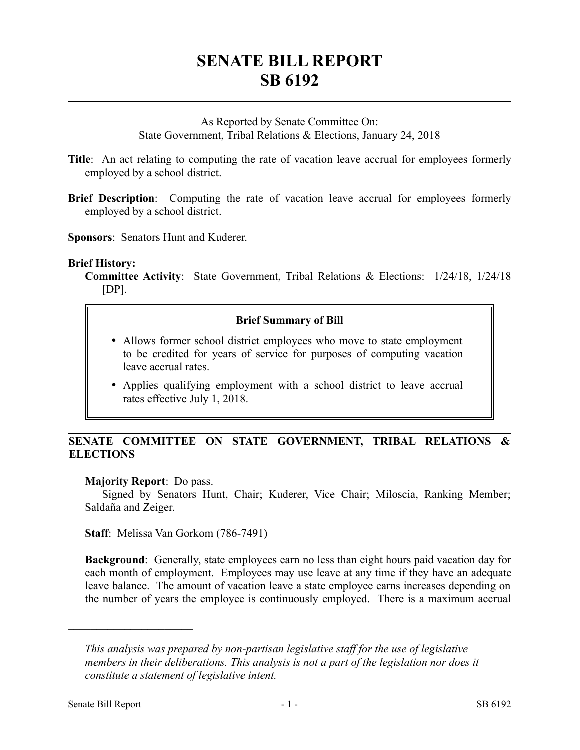# SENATE BILL REPORT
# SB 6192

As Reported by Senate Committee On:
State Government, Tribal Relations & Elections, January 24, 2018

**Title**: An act relating to computing the rate of vacation leave accrual for employees formerly employed by a school district.

**Brief Description**: Computing the rate of vacation leave accrual for employees formerly employed by a school district.

**Sponsors**: Senators Hunt and Kuderer.

**Brief History:**

**Committee Activity**: State Government, Tribal Relations & Elections: 1/24/18, 1/24/18 [DP].

**Brief Summary of Bill**

- Allows former school district employees who move to state employment to be credited for years of service for purposes of computing vacation leave accrual rates.
- Applies qualifying employment with a school district to leave accrual rates effective July 1, 2018.

## SENATE COMMITTEE ON STATE GOVERNMENT, TRIBAL RELATIONS & ELECTIONS

**Majority Report**: Do pass.

Signed by Senators Hunt, Chair; Kuderer, Vice Chair; Miloscia, Ranking Member; Saldaña and Zeiger.

**Staff**: Melissa Van Gorkom (786-7491)

**Background**: Generally, state employees earn no less than eight hours paid vacation day for each month of employment. Employees may use leave at any time if they have an adequate leave balance. The amount of vacation leave a state employee earns increases depending on the number of years the employee is continuously employed. There is a maximum accrual

---

*This analysis was prepared by non-partisan legislative staff for the use of legislative members in their deliberations. This analysis is not a part of the legislation nor does it constitute a statement of legislative intent.*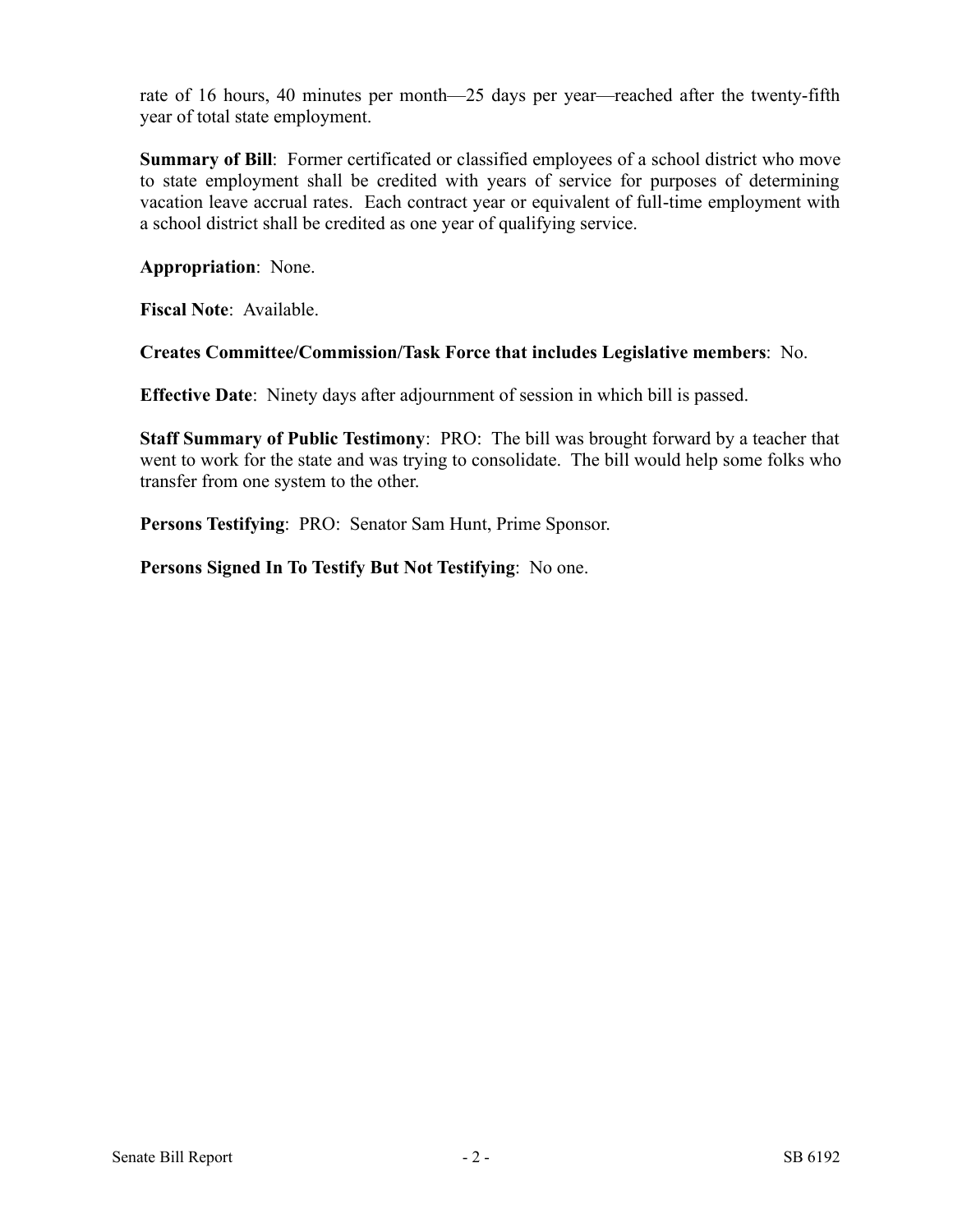rate of 16 hours, 40 minutes per month—25 days per year—reached after the twenty-fifth year of total state employment.

**Summary of Bill**: Former certificated or classified employees of a school district who move to state employment shall be credited with years of service for purposes of determining vacation leave accrual rates. Each contract year or equivalent of full-time employment with a school district shall be credited as one year of qualifying service.

**Appropriation**: None.

**Fiscal Note**: Available.

**Creates Committee/Commission/Task Force that includes Legislative members**: No.

**Effective Date**: Ninety days after adjournment of session in which bill is passed.

**Staff Summary of Public Testimony**: PRO: The bill was brought forward by a teacher that went to work for the state and was trying to consolidate. The bill would help some folks who transfer from one system to the other.

**Persons Testifying**: PRO: Senator Sam Hunt, Prime Sponsor.

**Persons Signed In To Testify But Not Testifying**: No one.